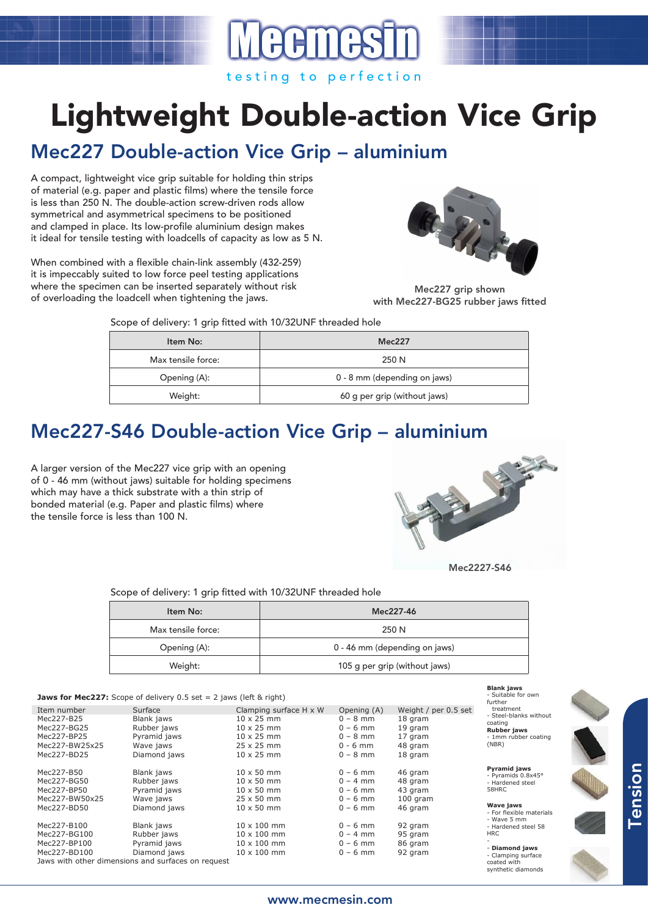# Lightweight Double-action Vice Grip

## Mec227 Double-action Vice Grip – aluminium

A compact, lightweight vice grip suitable for holding thin strips of material (e.g. paper and plastic films) where the tensile force is less than 250 N. The double-action screw-driven rods allow symmetrical and asymmetrical specimens to be positioned and clamped in place. Its low-profile aluminium design makes it ideal for tensile testing with loadcells of capacity as low as 5 N.

When combined with a flexible chain-link assembly (432-259) it is impeccably suited to low force peel testing applications where the specimen can be inserted separately without risk of overloading the loadcell when tightening the jaws.

Mec227 grip shown with Mec227-BG25 rubber jaws fitted

Scope of delivery: 1 grip fitted with 10/32UNF threaded hole

| Item No: | Mec227 |
|---|---|
| Max tensile force: | 250 N |
| Opening (A): | 0 - 8 mm (depending on jaws) |
| Weight: | 60 g per grip (without jaws) |

## Mec227-S46 Double-action Vice Grip – aluminium

A larger version of the Mec227 vice grip with an opening of 0 - 46 mm (without jaws) suitable for holding specimens which may have a thick substrate with a thin strip of bonded material (e.g. Paper and plastic films) where the tensile force is less than 100 N.

Mec2227-S46

Scope of delivery: 1 grip fitted with 10/32UNF threaded hole

| Item No: | Mec227-46 |
|---|---|
| Max tensile force: | 250 N |
| Opening (A): | 0 - 46 mm (depending on jaws) |
| Weight: | 105 g per grip (without jaws) |

**Jaws for Mec227:** Scope of delivery 0.5 set = 2 jaws (left & right)

| Item number | Surface | Clamping surface H x W | Opening (A) | Weight / per 0.5 set |
|---|---|---|---|---|
| Mec227-B25 | Blank jaws | 10 x 25 mm | 0 – 8 mm | 18 gram |
| Mec227-BG25 | Rubber jaws | 10 x 25 mm | 0 – 6 mm | 19 gram |
| Mec227-BP25 | Pyramid jaws | 10 x 25 mm | 0 – 8 mm | 17 gram |
| Mec227-BW25x25 | Wave jaws | 25 x 25 mm | 0 - 6 mm | 48 gram |
| Mec227-BD25 | Diamond jaws | 10 x 25 mm | 0 – 8 mm | 18 gram |
| Mec227-B50 | Blank jaws | 10 x 50 mm | 0 – 6 mm | 46 gram |
| Mec227-BG50 | Rubber jaws | 10 x 50 mm | 0 – 4 mm | 48 gram |
| Mec227-BP50 | Pyramid jaws | 10 x 50 mm | 0 – 6 mm | 43 gram |
| Mec227-BW50x25 | Wave jaws | 25 x 50 mm | 0 – 6 mm | 100 gram |
| Mec227-BD50 | Diamond jaws | 10 x 50 mm | 0 – 6 mm | 46 gram |
| Mec227-B100 | Blank jaws | 10 x 100 mm | 0 – 6 mm | 92 gram |
| Mec227-BG100 | Rubber jaws | 10 x 100 mm | 0 – 4 mm | 95 gram |
| Mec227-BP100 | Pyramid jaws | 10 x 100 mm | 0 – 6 mm | 86 gram |
| Mec227-BD100 | Diamond jaws | 10 x 100 mm | 0 – 6 mm | 92 gram |

Jaws with other dimensions and surfaces on request

**Blank jaws**
- Suitable for own further treatment
- Steel-blanks without coating

**Rubber jaws**
- 1mm rubber coating (NBR)

**Pyramid jaws**
- Pyramids 0.8x45°
- Hardened steel 58HRC

**Wave jaws**
- For flexible materials
- Wave 5 mm
- Hardened steel 58 HRC

**Diamond jaws**
- Clamping surface coated with synthetic diamonds

Tension

www.mecmesin.com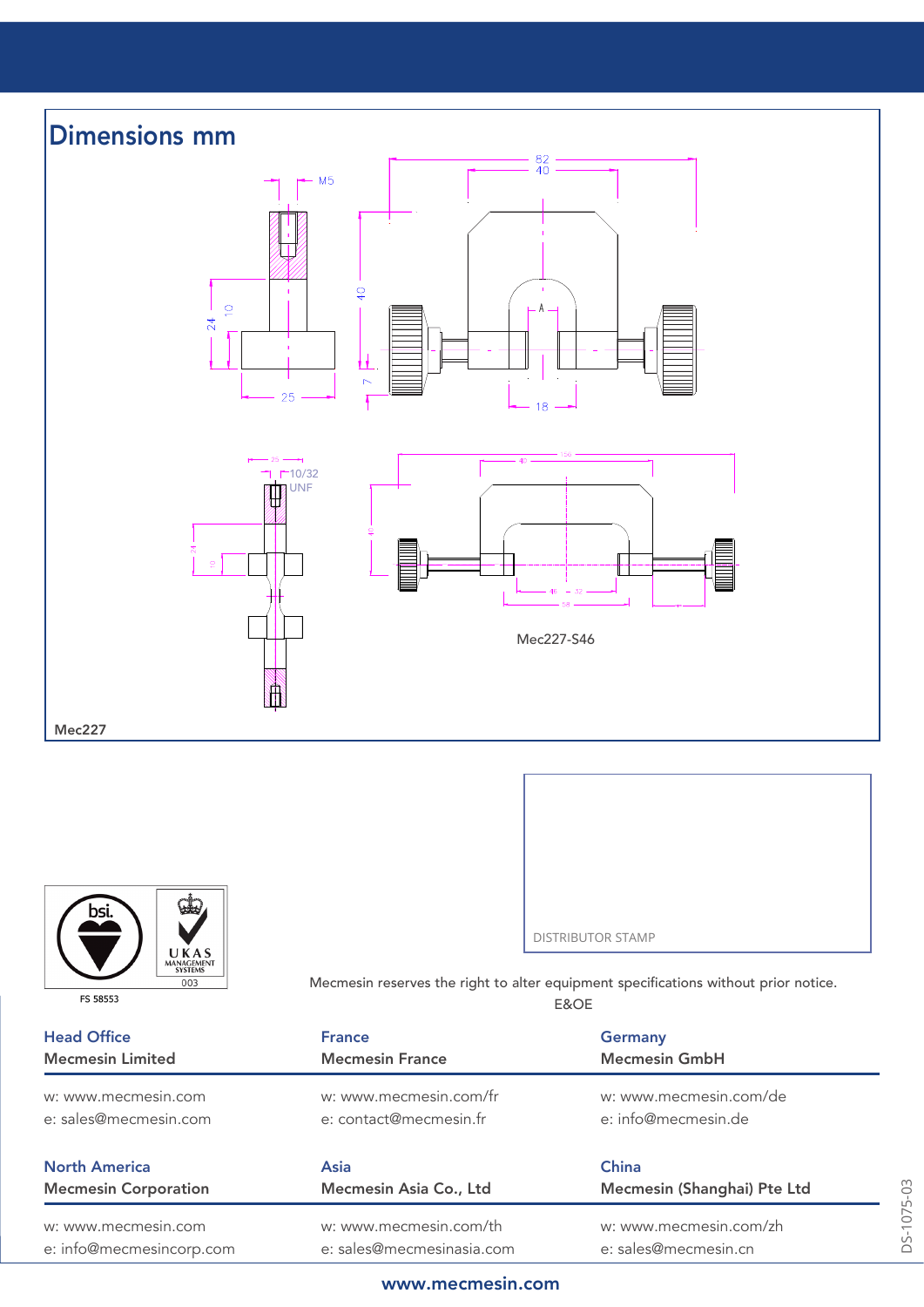## Dimensions mm

M5

82

40

40

24

10

7

25

18

A

25

10/32 UNF

24

10

156

40

40

48

32

58

Mec227-S46

Mec227

DISTRIBUTOR STAMP

FS 58553

Mecmesin reserves the right to alter equipment specifications without prior notice.
E&OE

**Head Office**
**Mecmesin Limited**

w: www.mecmesin.com
e: sales@mecmesin.com

**France**
**Mecmesin France**

w: www.mecmesin.com/fr
e: contact@mecmesin.fr

**Germany**
**Mecmesin GmbH**

w: www.mecmesin.com/de
e: info@mecmesin.de

**North America**
**Mecmesin Corporation**

w: www.mecmesin.com
e: info@mecmesincorp.com

**Asia**
**Mecmesin Asia Co., Ltd**

w: www.mecmesin.com/th
e: sales@mecmesinasia.com

**China**
**Mecmesin (Shanghai) Pte Ltd**

w: www.mecmesin.com/zh
e: sales@mecmesin.cn

DS-1075-03

**www.mecmesin.com**